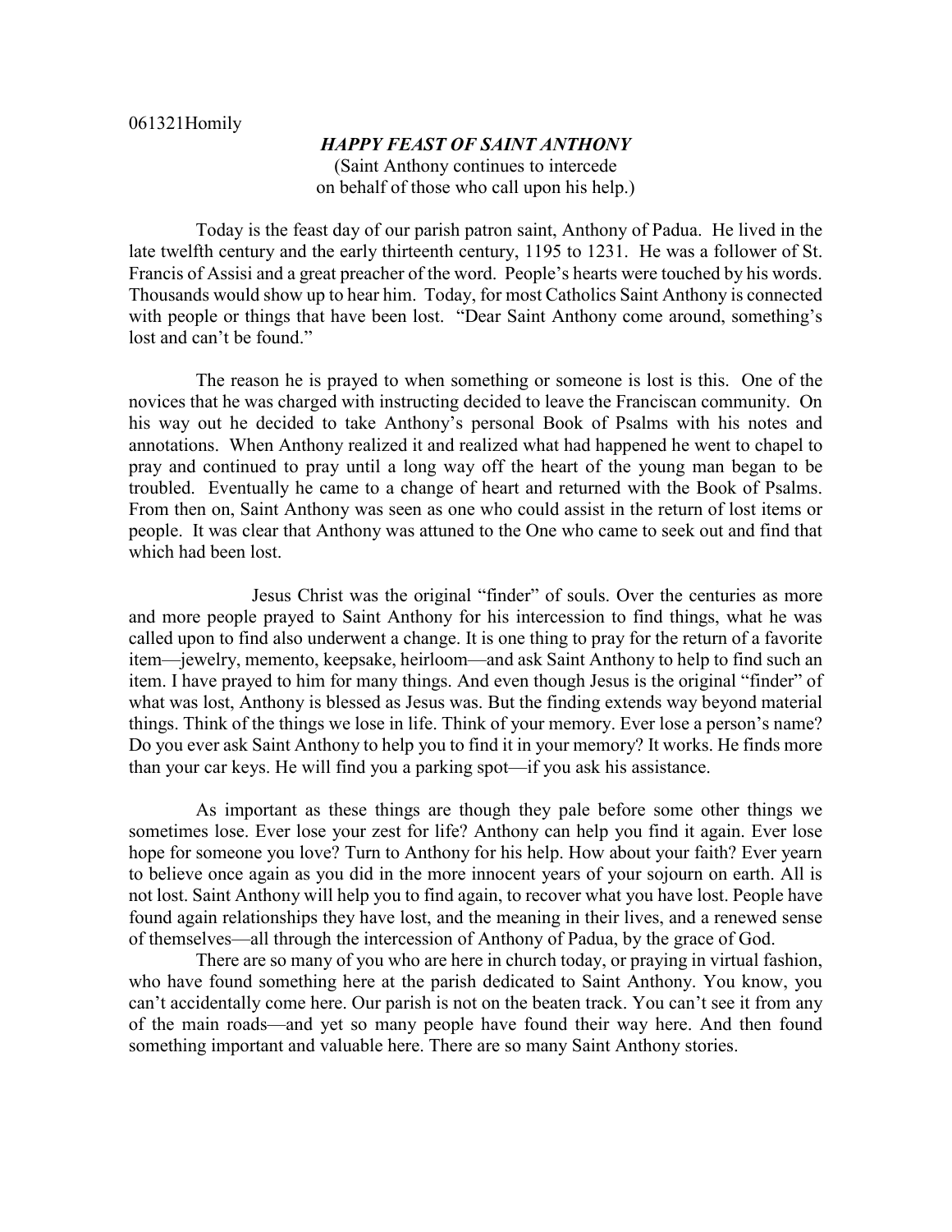061321Homily

## *HAPPY FEAST OF SAINT ANTHONY*

(Saint Anthony continues to intercede
on behalf of those who call upon his help.)

Today is the feast day of our parish patron saint, Anthony of Padua. He lived in the late twelfth century and the early thirteenth century, 1195 to 1231. He was a follower of St. Francis of Assisi and a great preacher of the word. People's hearts were touched by his words. Thousands would show up to hear him. Today, for most Catholics Saint Anthony is connected with people or things that have been lost. "Dear Saint Anthony come around, something's lost and can't be found."

The reason he is prayed to when something or someone is lost is this. One of the novices that he was charged with instructing decided to leave the Franciscan community. On his way out he decided to take Anthony's personal Book of Psalms with his notes and annotations. When Anthony realized it and realized what had happened he went to chapel to pray and continued to pray until a long way off the heart of the young man began to be troubled. Eventually he came to a change of heart and returned with the Book of Psalms. From then on, Saint Anthony was seen as one who could assist in the return of lost items or people. It was clear that Anthony was attuned to the One who came to seek out and find that which had been lost.

Jesus Christ was the original "finder" of souls. Over the centuries as more and more people prayed to Saint Anthony for his intercession to find things, what he was called upon to find also underwent a change. It is one thing to pray for the return of a favorite item—jewelry, memento, keepsake, heirloom—and ask Saint Anthony to help to find such an item. I have prayed to him for many things. And even though Jesus is the original "finder" of what was lost, Anthony is blessed as Jesus was. But the finding extends way beyond material things. Think of the things we lose in life. Think of your memory. Ever lose a person's name? Do you ever ask Saint Anthony to help you to find it in your memory? It works. He finds more than your car keys. He will find you a parking spot—if you ask his assistance.

As important as these things are though they pale before some other things we sometimes lose. Ever lose your zest for life? Anthony can help you find it again. Ever lose hope for someone you love? Turn to Anthony for his help. How about your faith? Ever yearn to believe once again as you did in the more innocent years of your sojourn on earth. All is not lost. Saint Anthony will help you to find again, to recover what you have lost. People have found again relationships they have lost, and the meaning in their lives, and a renewed sense of themselves—all through the intercession of Anthony of Padua, by the grace of God.

There are so many of you who are here in church today, or praying in virtual fashion, who have found something here at the parish dedicated to Saint Anthony. You know, you can't accidentally come here. Our parish is not on the beaten track. You can't see it from any of the main roads—and yet so many people have found their way here. And then found something important and valuable here. There are so many Saint Anthony stories.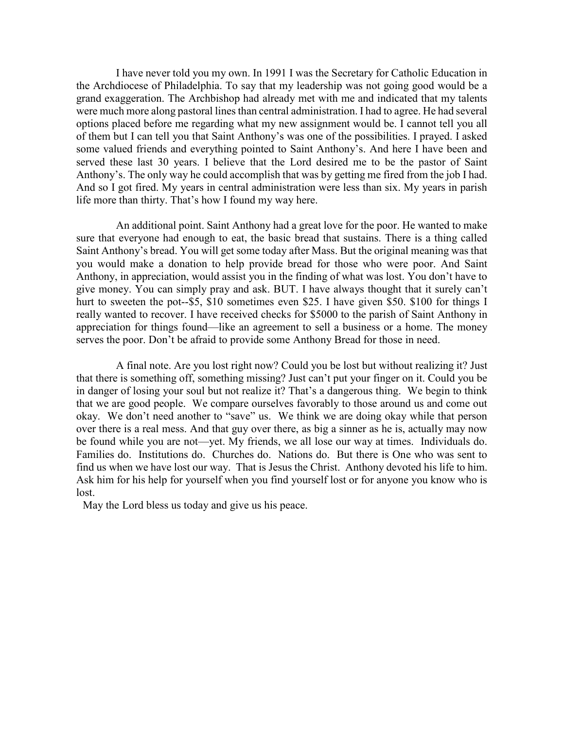I have never told you my own. In 1991 I was the Secretary for Catholic Education in the Archdiocese of Philadelphia. To say that my leadership was not going good would be a grand exaggeration. The Archbishop had already met with me and indicated that my talents were much more along pastoral lines than central administration. I had to agree. He had several options placed before me regarding what my new assignment would be. I cannot tell you all of them but I can tell you that Saint Anthony's was one of the possibilities. I prayed. I asked some valued friends and everything pointed to Saint Anthony's. And here I have been and served these last 30 years. I believe that the Lord desired me to be the pastor of Saint Anthony's. The only way he could accomplish that was by getting me fired from the job I had. And so I got fired. My years in central administration were less than six. My years in parish life more than thirty. That's how I found my way here.

An additional point. Saint Anthony had a great love for the poor. He wanted to make sure that everyone had enough to eat, the basic bread that sustains. There is a thing called Saint Anthony's bread. You will get some today after Mass. But the original meaning was that you would make a donation to help provide bread for those who were poor. And Saint Anthony, in appreciation, would assist you in the finding of what was lost. You don't have to give money. You can simply pray and ask. BUT. I have always thought that it surely can't hurt to sweeten the pot--$5, $10 sometimes even $25. I have given $50. $100 for things I really wanted to recover. I have received checks for $5000 to the parish of Saint Anthony in appreciation for things found—like an agreement to sell a business or a home. The money serves the poor. Don't be afraid to provide some Anthony Bread for those in need.

A final note. Are you lost right now? Could you be lost but without realizing it? Just that there is something off, something missing? Just can't put your finger on it. Could you be in danger of losing your soul but not realize it? That's a dangerous thing. We begin to think that we are good people. We compare ourselves favorably to those around us and come out okay. We don't need another to "save" us. We think we are doing okay while that person over there is a real mess. And that guy over there, as big a sinner as he is, actually may now be found while you are not—yet. My friends, we all lose our way at times. Individuals do. Families do. Institutions do. Churches do. Nations do. But there is One who was sent to find us when we have lost our way. That is Jesus the Christ. Anthony devoted his life to him. Ask him for his help for yourself when you find yourself lost or for anyone you know who is lost.

May the Lord bless us today and give us his peace.